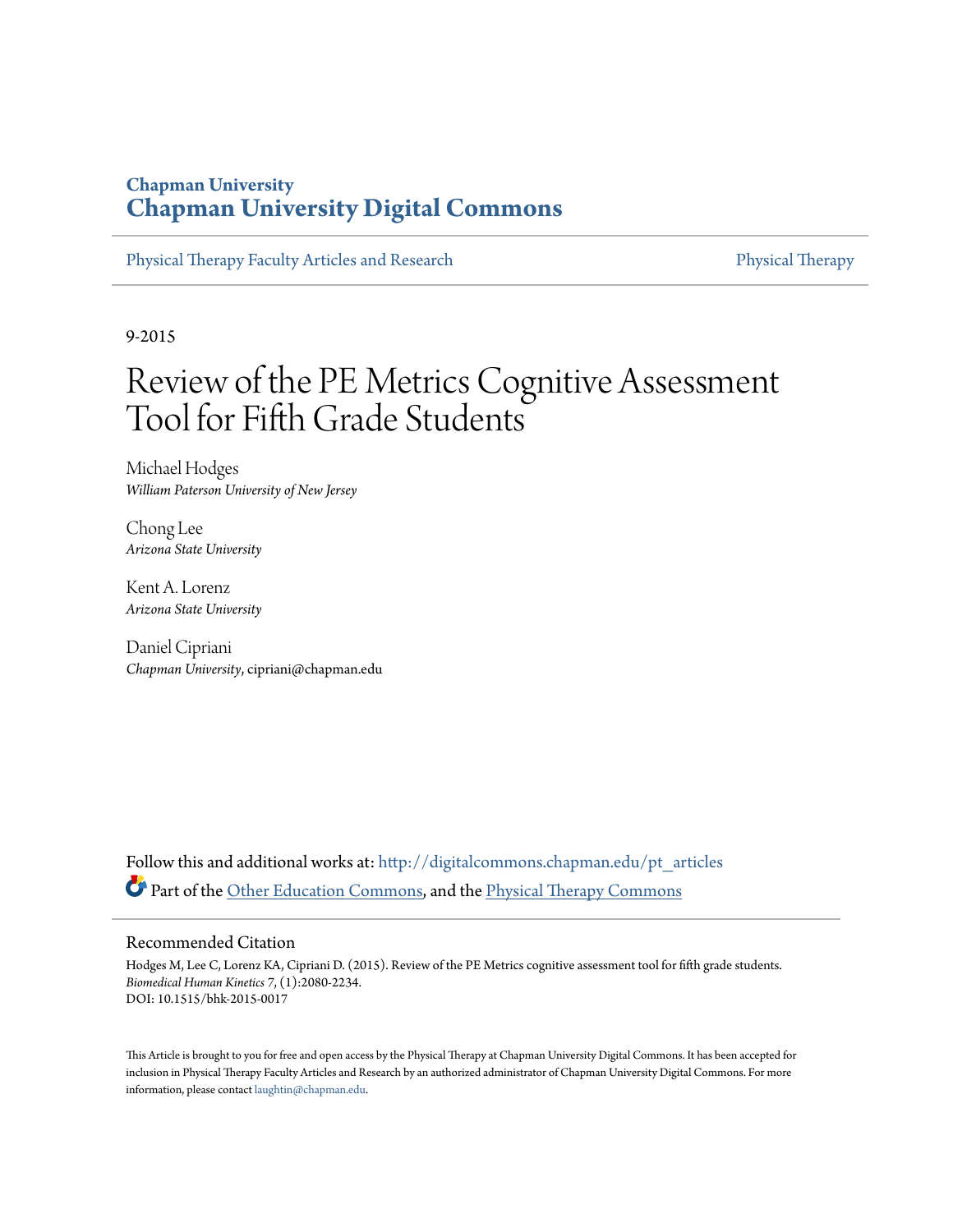**Chapman University**
# Chapman University Digital Commons

Physical Therapy Faculty Articles and Research | Physical Therapy

9-2015

# Review of the PE Metrics Cognitive Assessment Tool for Fifth Grade Students

Michael Hodges
*William Paterson University of New Jersey*

Chong Lee
*Arizona State University*

Kent A. Lorenz
*Arizona State University*

Daniel Cipriani
*Chapman University*, cipriani@chapman.edu

Follow this and additional works at: http://digitalcommons.chapman.edu/pt_articles

Part of the Other Education Commons, and the Physical Therapy Commons

## Recommended Citation

Hodges M, Lee C, Lorenz KA, Cipriani D. (2015). Review of the PE Metrics cognitive assessment tool for fifth grade students. *Biomedical Human Kinetics* 7, (1):2080-2234.
DOI: 10.1515/bhk-2015-0017

This Article is brought to you for free and open access by the Physical Therapy at Chapman University Digital Commons. It has been accepted for inclusion in Physical Therapy Faculty Articles and Research by an authorized administrator of Chapman University Digital Commons. For more information, please contact laughtin@chapman.edu.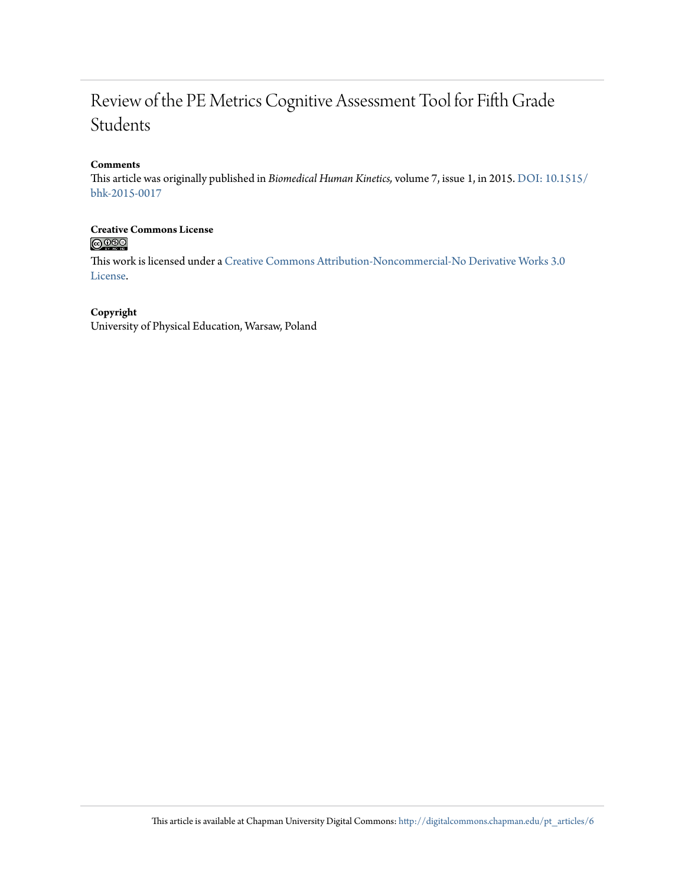# Review of the PE Metrics Cognitive Assessment Tool for Fifth Grade Students

**Comments**

This article was originally published in *Biomedical Human Kinetics,* volume 7, issue 1, in 2015. DOI: 10.1515/bhk-2015-0017

**Creative Commons License**

This work is licensed under a Creative Commons Attribution-Noncommercial-No Derivative Works 3.0 License.

**Copyright**

University of Physical Education, Warsaw, Poland

This article is available at Chapman University Digital Commons: http://digitalcommons.chapman.edu/pt_articles/6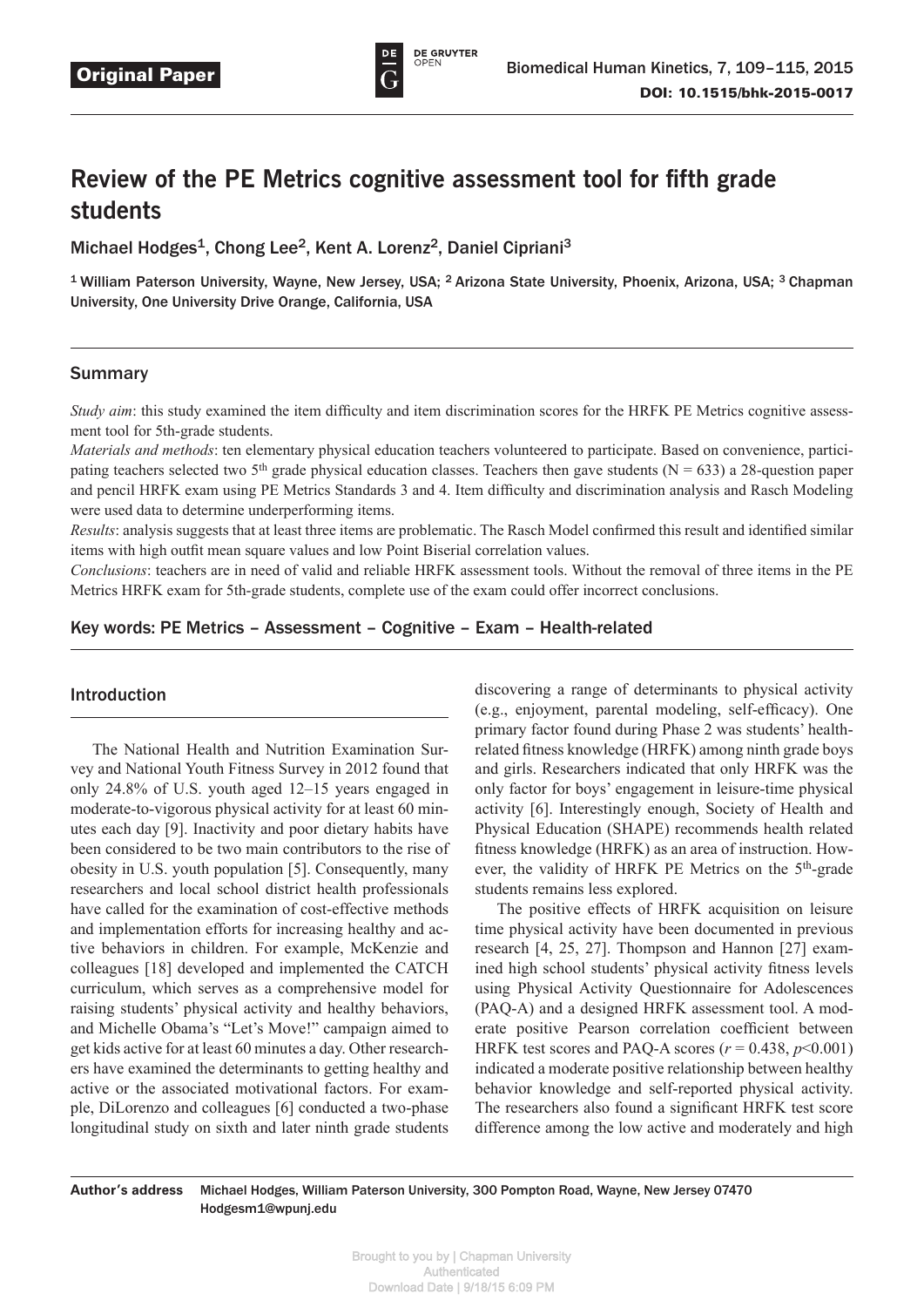Original Paper

# Review of the PE Metrics cognitive assessment tool for fifth grade students

Michael Hodges[1], Chong Lee[2], Kent A. Lorenz[2], Daniel Cipriani[3]

[1] William Paterson University, Wayne, New Jersey, USA; [2] Arizona State University, Phoenix, Arizona, USA; [3] Chapman University, One University Drive Orange, California, USA

## Summary

*Study aim*: this study examined the item difficulty and item discrimination scores for the HRFK PE Metrics cognitive assessment tool for 5th-grade students.

*Materials and methods*: ten elementary physical education teachers volunteered to participate. Based on convenience, participating teachers selected two 5th grade physical education classes. Teachers then gave students (N = 633) a 28-question paper and pencil HRFK exam using PE Metrics Standards 3 and 4. Item difficulty and discrimination analysis and Rasch Modeling were used data to determine underperforming items.

*Results*: analysis suggests that at least three items are problematic. The Rasch Model confirmed this result and identified similar items with high outfit mean square values and low Point Biserial correlation values.

*Conclusions*: teachers are in need of valid and reliable HRFK assessment tools. Without the removal of three items in the PE Metrics HRFK exam for 5th-grade students, complete use of the exam could offer incorrect conclusions.

**Key words: PE Metrics – Assessment – Cognitive – Exam – Health-related**

## Introduction

The National Health and Nutrition Examination Survey and National Youth Fitness Survey in 2012 found that only 24.8% of U.S. youth aged 12–15 years engaged in moderate-to-vigorous physical activity for at least 60 minutes each day [9]. Inactivity and poor dietary habits have been considered to be two main contributors to the rise of obesity in U.S. youth population [5]. Consequently, many researchers and local school district health professionals have called for the examination of cost-effective methods and implementation efforts for increasing healthy and active behaviors in children. For example, McKenzie and colleagues [18] developed and implemented the CATCH curriculum, which serves as a comprehensive model for raising students' physical activity and healthy behaviors, and Michelle Obama's "Let's Move!" campaign aimed to get kids active for at least 60 minutes a day. Other researchers have examined the determinants to getting healthy and active or the associated motivational factors. For example, DiLorenzo and colleagues [6] conducted a two-phase longitudinal study on sixth and later ninth grade students discovering a range of determinants to physical activity (e.g., enjoyment, parental modeling, self-efficacy). One primary factor found during Phase 2 was students' health-related fitness knowledge (HRFK) among ninth grade boys and girls. Researchers indicated that only HRFK was the only factor for boys' engagement in leisure-time physical activity [6]. Interestingly enough, Society of Health and Physical Education (SHAPE) recommends health related fitness knowledge (HRFK) as an area of instruction. However, the validity of HRFK PE Metrics on the 5th-grade students remains less explored.

The positive effects of HRFK acquisition on leisure time physical activity have been documented in previous research [4, 25, 27]. Thompson and Hannon [27] examined high school students' physical activity fitness levels using Physical Activity Questionnaire for Adolescences (PAQ-A) and a designed HRFK assessment tool. A moderate positive Pearson correlation coefficient between HRFK test scores and PAQ-A scores ($r = 0.438$, $p<0.001$) indicated a moderate positive relationship between healthy behavior knowledge and self-reported physical activity. The researchers also found a significant HRFK test score difference among the low active and moderately and high

**Author's address** Michael Hodges, William Paterson University, 300 Pompton Road, Wayne, New Jersey 07470 Hodgesm1@wpunj.edu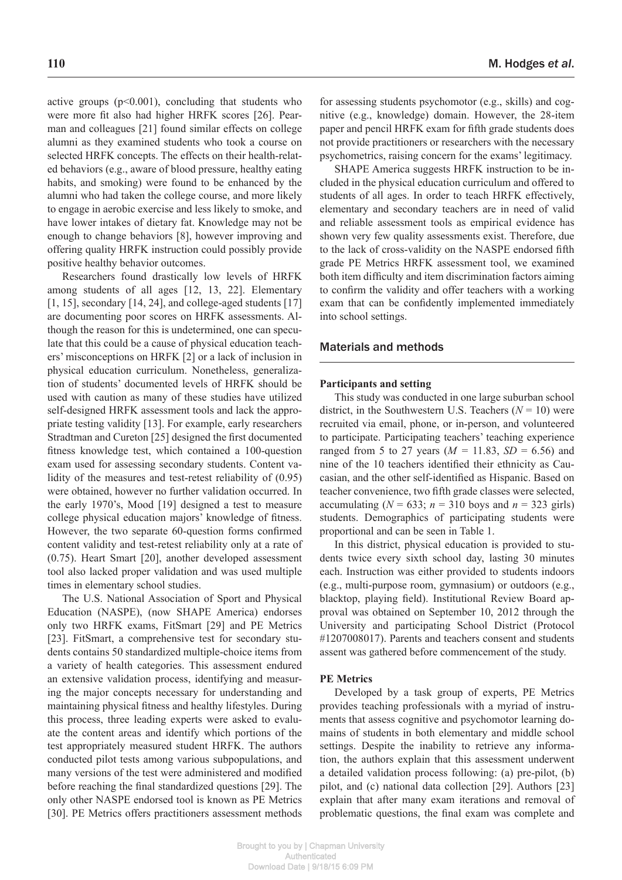active groups ($p<0.001$), concluding that students who were more fit also had higher HRFK scores [26]. Pearman and colleagues [21] found similar effects on college alumni as they examined students who took a course on selected HRFK concepts. The effects on their health-related behaviors (e.g., aware of blood pressure, healthy eating habits, and smoking) were found to be enhanced by the alumni who had taken the college course, and more likely to engage in aerobic exercise and less likely to smoke, and have lower intakes of dietary fat. Knowledge may not be enough to change behaviors [8], however improving and offering quality HRFK instruction could possibly provide positive healthy behavior outcomes.

Researchers found drastically low levels of HRFK among students of all ages [12, 13, 22]. Elementary [1, 15], secondary [14, 24], and college-aged students [17] are documenting poor scores on HRFK assessments. Although the reason for this is undetermined, one can speculate that this could be a cause of physical education teachers' misconceptions on HRFK [2] or a lack of inclusion in physical education curriculum. Nonetheless, generalization of students' documented levels of HRFK should be used with caution as many of these studies have utilized self-designed HRFK assessment tools and lack the appropriate testing validity [13]. For example, early researchers Stradtman and Cureton [25] designed the first documented fitness knowledge test, which contained a 100-question exam used for assessing secondary students. Content validity of the measures and test-retest reliability of (0.95) were obtained, however no further validation occurred. In the early 1970's, Mood [19] designed a test to measure college physical education majors' knowledge of fitness. However, the two separate 60-question forms confirmed content validity and test-retest reliability only at a rate of (0.75). Heart Smart [20], another developed assessment tool also lacked proper validation and was used multiple times in elementary school studies.

The U.S. National Association of Sport and Physical Education (NASPE), (now SHAPE America) endorses only two HRFK exams, FitSmart [29] and PE Metrics [23]. FitSmart, a comprehensive test for secondary students contains 50 standardized multiple-choice items from a variety of health categories. This assessment endured an extensive validation process, identifying and measuring the major concepts necessary for understanding and maintaining physical fitness and healthy lifestyles. During this process, three leading experts were asked to evaluate the content areas and identify which portions of the test appropriately measured student HRFK. The authors conducted pilot tests among various subpopulations, and many versions of the test were administered and modified before reaching the final standardized questions [29]. The only other NASPE endorsed tool is known as PE Metrics [30]. PE Metrics offers practitioners assessment methods for assessing students psychomotor (e.g., skills) and cognitive (e.g., knowledge) domain. However, the 28-item paper and pencil HRFK exam for fifth grade students does not provide practitioners or researchers with the necessary psychometrics, raising concern for the exams' legitimacy.

SHAPE America suggests HRFK instruction to be included in the physical education curriculum and offered to students of all ages. In order to teach HRFK effectively, elementary and secondary teachers are in need of valid and reliable assessment tools as empirical evidence has shown very few quality assessments exist. Therefore, due to the lack of cross-validity on the NASPE endorsed fifth grade PE Metrics HRFK assessment tool, we examined both item difficulty and item discrimination factors aiming to confirm the validity and offer teachers with a working exam that can be confidently implemented immediately into school settings.

## Materials and methods

### Participants and setting

This study was conducted in one large suburban school district, in the Southwestern U.S. Teachers ($N = 10$) were recruited via email, phone, or in-person, and volunteered to participate. Participating teachers' teaching experience ranged from 5 to 27 years ($M = 11.83$, $SD = 6.56$) and nine of the 10 teachers identified their ethnicity as Caucasian, and the other self-identified as Hispanic. Based on teacher convenience, two fifth grade classes were selected, accumulating ($N = 633$; $n = 310$ boys and $n = 323$ girls) students. Demographics of participating students were proportional and can be seen in Table 1.

In this district, physical education is provided to students twice every sixth school day, lasting 30 minutes each. Instruction was either provided to students indoors (e.g., multi-purpose room, gymnasium) or outdoors (e.g., blacktop, playing field). Institutional Review Board approval was obtained on September 10, 2012 through the University and participating School District (Protocol #1207008017). Parents and teachers consent and students assent was gathered before commencement of the study.

### PE Metrics

Developed by a task group of experts, PE Metrics provides teaching professionals with a myriad of instruments that assess cognitive and psychomotor learning domains of students in both elementary and middle school settings. Despite the inability to retrieve any information, the authors explain that this assessment underwent a detailed validation process following: (a) pre-pilot, (b) pilot, and (c) national data collection [29]. Authors [23] explain that after many exam iterations and removal of problematic questions, the final exam was complete and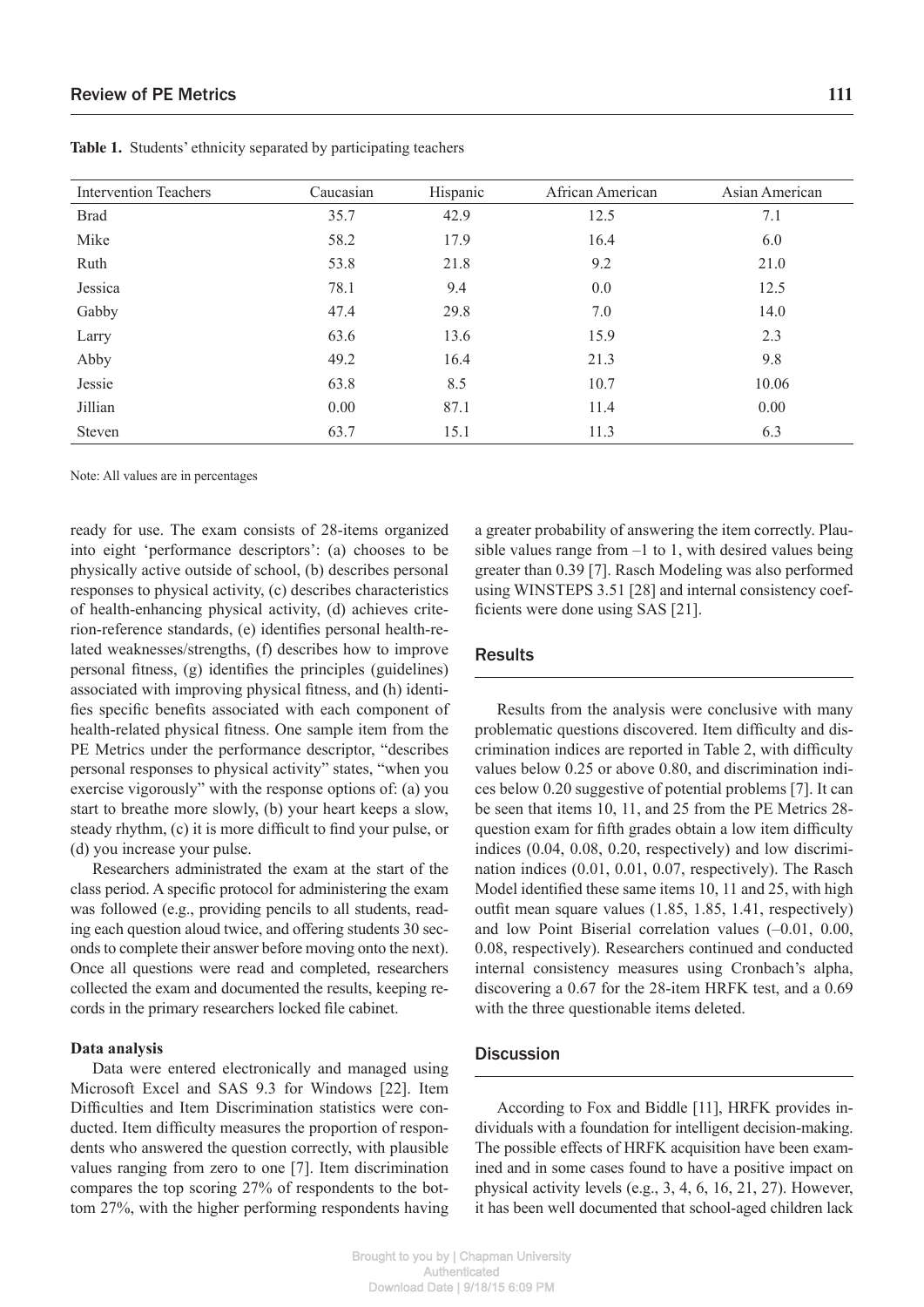**Table 1.** Students' ethnicity separated by participating teachers

| Intervention Teachers | Caucasian | Hispanic | African American | Asian American |
|---|---|---|---|---|
| Brad | 35.7 | 42.9 | 12.5 | 7.1 |
| Mike | 58.2 | 17.9 | 16.4 | 6.0 |
| Ruth | 53.8 | 21.8 | 9.2 | 21.0 |
| Jessica | 78.1 | 9.4 | 0.0 | 12.5 |
| Gabby | 47.4 | 29.8 | 7.0 | 14.0 |
| Larry | 63.6 | 13.6 | 15.9 | 2.3 |
| Abby | 49.2 | 16.4 | 21.3 | 9.8 |
| Jessie | 63.8 | 8.5 | 10.7 | 10.06 |
| Jillian | 0.00 | 87.1 | 11.4 | 0.00 |
| Steven | 63.7 | 15.1 | 11.3 | 6.3 |

Note: All values are in percentages

ready for use. The exam consists of 28-items organized into eight 'performance descriptors': (a) chooses to be physically active outside of school, (b) describes personal responses to physical activity, (c) describes characteristics of health-enhancing physical activity, (d) achieves criterion-reference standards, (e) identifies personal health-related weaknesses/strengths, (f) describes how to improve personal fitness, (g) identifies the principles (guidelines) associated with improving physical fitness, and (h) identifies specific benefits associated with each component of health-related physical fitness. One sample item from the PE Metrics under the performance descriptor, "describes personal responses to physical activity" states, "when you exercise vigorously" with the response options of: (a) you start to breathe more slowly, (b) your heart keeps a slow, steady rhythm, (c) it is more difficult to find your pulse, or (d) you increase your pulse.

Researchers administrated the exam at the start of the class period. A specific protocol for administering the exam was followed (e.g., providing pencils to all students, reading each question aloud twice, and offering students 30 seconds to complete their answer before moving onto the next). Once all questions were read and completed, researchers collected the exam and documented the results, keeping records in the primary researchers locked file cabinet.

#### Data analysis

Data were entered electronically and managed using Microsoft Excel and SAS 9.3 for Windows [22]. Item Difficulties and Item Discrimination statistics were conducted. Item difficulty measures the proportion of respondents who answered the question correctly, with plausible values ranging from zero to one [7]. Item discrimination compares the top scoring 27% of respondents to the bottom 27%, with the higher performing respondents having a greater probability of answering the item correctly. Plausible values range from –1 to 1, with desired values being greater than 0.39 [7]. Rasch Modeling was also performed using WINSTEPS 3.51 [28] and internal consistency coefficients were done using SAS [21].

## Results

Results from the analysis were conclusive with many problematic questions discovered. Item difficulty and discrimination indices are reported in Table 2, with difficulty values below 0.25 or above 0.80, and discrimination indices below 0.20 suggestive of potential problems [7]. It can be seen that items 10, 11, and 25 from the PE Metrics 28-question exam for fifth grades obtain a low item difficulty indices (0.04, 0.08, 0.20, respectively) and low discrimination indices (0.01, 0.01, 0.07, respectively). The Rasch Model identified these same items 10, 11 and 25, with high outfit mean square values (1.85, 1.85, 1.41, respectively) and low Point Biserial correlation values (–0.01, 0.00, 0.08, respectively). Researchers continued and conducted internal consistency measures using Cronbach's alpha, discovering a 0.67 for the 28-item HRFK test, and a 0.69 with the three questionable items deleted.

## Discussion

According to Fox and Biddle [11], HRFK provides individuals with a foundation for intelligent decision-making. The possible effects of HRFK acquisition have been examined and in some cases found to have a positive impact on physical activity levels (e.g., 3, 4, 6, 16, 21, 27). However, it has been well documented that school-aged children lack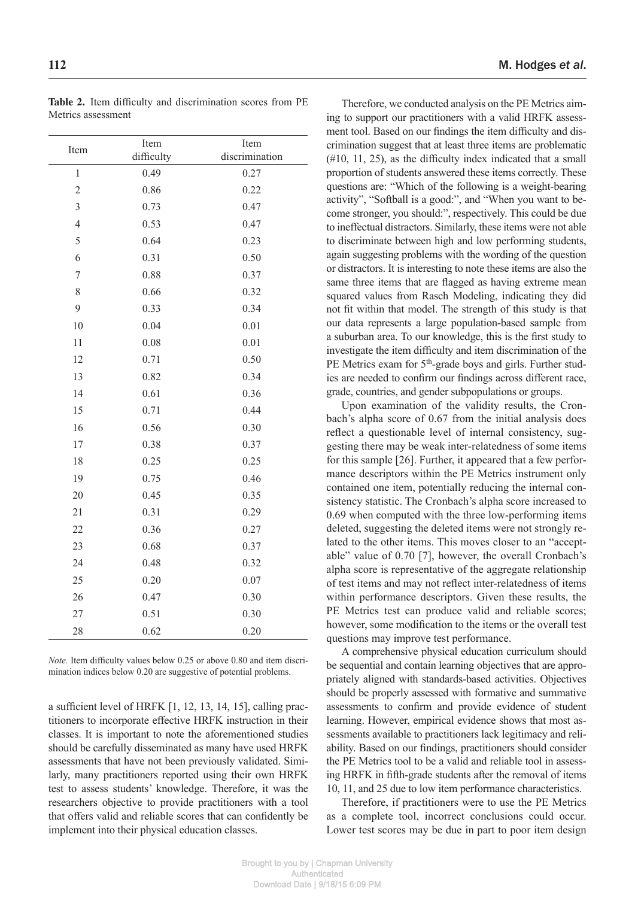**Table 2.** Item difficulty and discrimination scores from PE Metrics assessment

| Item | Item difficulty | Item discrimination |
|---|---|---|
| 1 | 0.49 | 0.27 |
| 2 | 0.86 | 0.22 |
| 3 | 0.73 | 0.47 |
| 4 | 0.53 | 0.47 |
| 5 | 0.64 | 0.23 |
| 6 | 0.31 | 0.50 |
| 7 | 0.88 | 0.37 |
| 8 | 0.66 | 0.32 |
| 9 | 0.33 | 0.34 |
| 10 | 0.04 | 0.01 |
| 11 | 0.08 | 0.01 |
| 12 | 0.71 | 0.50 |
| 13 | 0.82 | 0.34 |
| 14 | 0.61 | 0.36 |
| 15 | 0.71 | 0.44 |
| 16 | 0.56 | 0.30 |
| 17 | 0.38 | 0.37 |
| 18 | 0.25 | 0.25 |
| 19 | 0.75 | 0.46 |
| 20 | 0.45 | 0.35 |
| 21 | 0.31 | 0.29 |
| 22 | 0.36 | 0.27 |
| 23 | 0.68 | 0.37 |
| 24 | 0.48 | 0.32 |
| 25 | 0.20 | 0.07 |
| 26 | 0.47 | 0.30 |
| 27 | 0.51 | 0.30 |
| 28 | 0.62 | 0.20 |

*Note.* Item difficulty values below 0.25 or above 0.80 and item discrimination indices below 0.20 are suggestive of potential problems.

a sufficient level of HRFK [1, 12, 13, 14, 15], calling practitioners to incorporate effective HRFK instruction in their classes. It is important to note the aforementioned studies should be carefully disseminated as many have used HRFK assessments that have not been previously validated. Similarly, many practitioners reported using their own HRFK test to assess students' knowledge. Therefore, it was the researchers objective to provide practitioners with a tool that offers valid and reliable scores that can confidently be implement into their physical education classes.

Therefore, we conducted analysis on the PE Metrics aiming to support our practitioners with a valid HRFK assessment tool. Based on our findings the item difficulty and discrimination suggest that at least three items are problematic (#10, 11, 25), as the difficulty index indicated that a small proportion of students answered these items correctly. These questions are: "Which of the following is a weight-bearing activity", "Softball is a good:", and "When you want to become stronger, you should:", respectively. This could be due to ineffectual distractors. Similarly, these items were not able to discriminate between high and low performing students, again suggesting problems with the wording of the question or distractors. It is interesting to note these items are also the same three items that are flagged as having extreme mean squared values from Rasch Modeling, indicating they did not fit within that model. The strength of this study is that our data represents a large population-based sample from a suburban area. To our knowledge, this is the first study to investigate the item difficulty and item discrimination of the PE Metrics exam for 5th-grade boys and girls. Further studies are needed to confirm our findings across different race, grade, countries, and gender subpopulations or groups.

Upon examination of the validity results, the Cronbach's alpha score of 0.67 from the initial analysis does reflect a questionable level of internal consistency, suggesting there may be weak inter-relatedness of some items for this sample [26]. Further, it appeared that a few performance descriptors within the PE Metrics instrument only contained one item, potentially reducing the internal consistency statistic. The Cronbach's alpha score increased to 0.69 when computed with the three low-performing items deleted, suggesting the deleted items were not strongly related to the other items. This moves closer to an "acceptable" value of 0.70 [7], however, the overall Cronbach's alpha score is representative of the aggregate relationship of test items and may not reflect inter-relatedness of items within performance descriptors. Given these results, the PE Metrics test can produce valid and reliable scores; however, some modification to the items or the overall test questions may improve test performance.

A comprehensive physical education curriculum should be sequential and contain learning objectives that are appropriately aligned with standards-based activities. Objectives should be properly assessed with formative and summative assessments to confirm and provide evidence of student learning. However, empirical evidence shows that most assessments available to practitioners lack legitimacy and reliability. Based on our findings, practitioners should consider the PE Metrics tool to be a valid and reliable tool in assessing HRFK in fifth-grade students after the removal of items 10, 11, and 25 due to low item performance characteristics.

Therefore, if practitioners were to use the PE Metrics as a complete tool, incorrect conclusions could occur. Lower test scores may be due in part to poor item design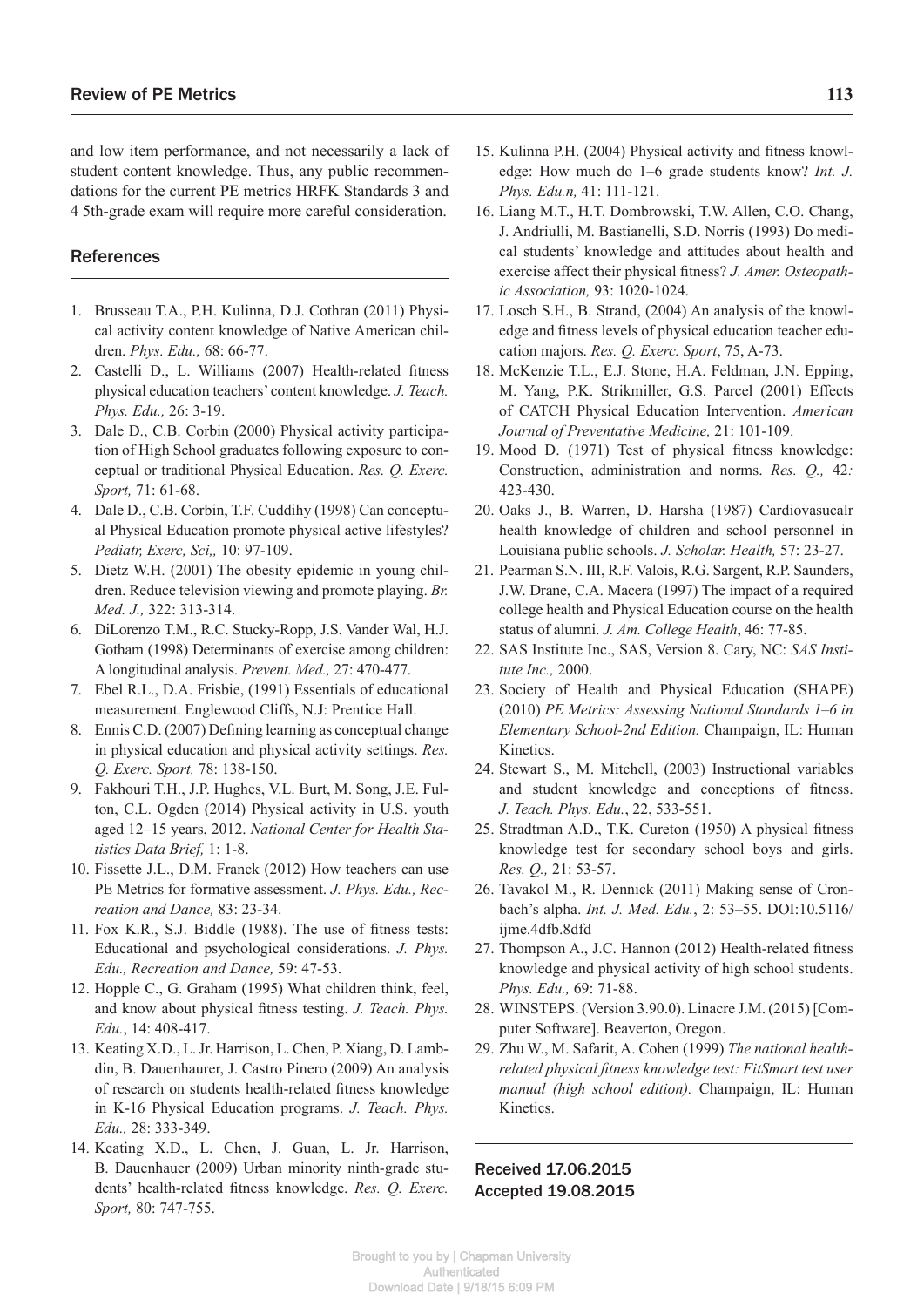and low item performance, and not necessarily a lack of student content knowledge. Thus, any public recommendations for the current PE metrics HRFK Standards 3 and 4 5th-grade exam will require more careful consideration.

## References

1. Brusseau T.A., P.H. Kulinna, D.J. Cothran (2011) Physical activity content knowledge of Native American children. *Phys. Edu.,* 68: 66-77.
2. Castelli D., L. Williams (2007) Health-related fitness physical education teachers' content knowledge. *J. Teach. Phys. Edu.,* 26: 3-19.
3. Dale D., C.B. Corbin (2000) Physical activity participation of High School graduates following exposure to conceptual or traditional Physical Education. *Res. Q. Exerc. Sport,* 71: 61-68.
4. Dale D., C.B. Corbin, T.F. Cuddihy (1998) Can conceptual Physical Education promote physical active lifestyles? *Pediatr, Exerc, Sci,,* 10: 97-109.
5. Dietz W.H. (2001) The obesity epidemic in young children. Reduce television viewing and promote playing. *Br. Med. J.,* 322: 313-314.
6. DiLorenzo T.M., R.C. Stucky-Ropp, J.S. Vander Wal, H.J. Gotham (1998) Determinants of exercise among children: A longitudinal analysis. *Prevent. Med.,* 27: 470-477.
7. Ebel R.L., D.A. Frisbie, (1991) Essentials of educational measurement. Englewood Cliffs, N.J: Prentice Hall.
8. Ennis C.D. (2007) Defining learning as conceptual change in physical education and physical activity settings. *Res. Q. Exerc. Sport,* 78: 138-150.
9. Fakhouri T.H., J.P. Hughes, V.L. Burt, M. Song, J.E. Fulton, C.L. Ogden (2014) Physical activity in U.S. youth aged 12–15 years, 2012. *National Center for Health Statistics Data Brief,* 1: 1-8.
10. Fissette J.L., D.M. Franck (2012) How teachers can use PE Metrics for formative assessment. *J. Phys. Edu., Recreation and Dance,* 83: 23-34.
11. Fox K.R., S.J. Biddle (1988). The use of fitness tests: Educational and psychological considerations. *J. Phys. Edu., Recreation and Dance,* 59: 47-53.
12. Hopple C., G. Graham (1995) What children think, feel, and know about physical fitness testing. *J. Teach. Phys. Edu.*, 14: 408-417.
13. Keating X.D., L. Jr. Harrison, L. Chen, P. Xiang, D. Lambdin, B. Dauenhaurer, J. Castro Pinero (2009) An analysis of research on students health-related fitness knowledge in K-16 Physical Education programs. *J. Teach. Phys. Edu.,* 28: 333-349.
14. Keating X.D., L. Chen, J. Guan, L. Jr. Harrison, B. Dauenhauer (2009) Urban minority ninth-grade students' health-related fitness knowledge. *Res. Q. Exerc. Sport,* 80: 747-755.
15. Kulinna P.H. (2004) Physical activity and fitness knowledge: How much do 1–6 grade students know? *Int. J. Phys. Edu.n,* 41: 111-121.
16. Liang M.T., H.T. Dombrowski, T.W. Allen, C.O. Chang, J. Andriulli, M. Bastianelli, S.D. Norris (1993) Do medical students' knowledge and attitudes about health and exercise affect their physical fitness? *J. Amer. Osteopathic Association,* 93: 1020-1024.
17. Losch S.H., B. Strand, (2004) An analysis of the knowledge and fitness levels of physical education teacher education majors. *Res. Q. Exerc. Sport*, 75, A-73.
18. McKenzie T.L., E.J. Stone, H.A. Feldman, J.N. Epping, M. Yang, P.K. Strikmiller, G.S. Parcel (2001) Effects of CATCH Physical Education Intervention. *American Journal of Preventative Medicine,* 21: 101-109.
19. Mood D. (1971) Test of physical fitness knowledge: Construction, administration and norms. *Res. Q., 42:* 423-430.
20. Oaks J., B. Warren, D. Harsha (1987) Cardiovasucalr health knowledge of children and school personnel in Louisiana public schools. *J. Scholar. Health,* 57: 23-27.
21. Pearman S.N. III, R.F. Valois, R.G. Sargent, R.P. Saunders, J.W. Drane, C.A. Macera (1997) The impact of a required college health and Physical Education course on the health status of alumni. *J. Am. College Health*, 46: 77-85.
22. SAS Institute Inc., SAS, Version 8. Cary, NC: *SAS Institute Inc.,* 2000.
23. Society of Health and Physical Education (SHAPE) (2010) *PE Metrics: Assessing National Standards 1–6 in Elementary School-2nd Edition.* Champaign, IL: Human Kinetics.
24. Stewart S., M. Mitchell, (2003) Instructional variables and student knowledge and conceptions of fitness. *J. Teach. Phys. Edu.*, 22, 533-551.
25. Stradtman A.D., T.K. Cureton (1950) A physical fitness knowledge test for secondary school boys and girls. *Res. Q.,* 21: 53-57.
26. Tavakol M., R. Dennick (2011) Making sense of Cronbach's alpha. *Int. J. Med. Edu.*, 2: 53–55. DOI:10.5116/ijme.4dfb.8dfd
27. Thompson A., J.C. Hannon (2012) Health-related fitness knowledge and physical activity of high school students. *Phys. Edu.,* 69: 71-88.
28. WINSTEPS. (Version 3.90.0). Linacre J.M. (2015) [Computer Software]. Beaverton, Oregon.
29. Zhu W., M. Safarit, A. Cohen (1999) *The national health-related physical fitness knowledge test: FitSmart test user manual (high school edition).* Champaign, IL: Human Kinetics.

Received 17.06.2015
Accepted 19.08.2015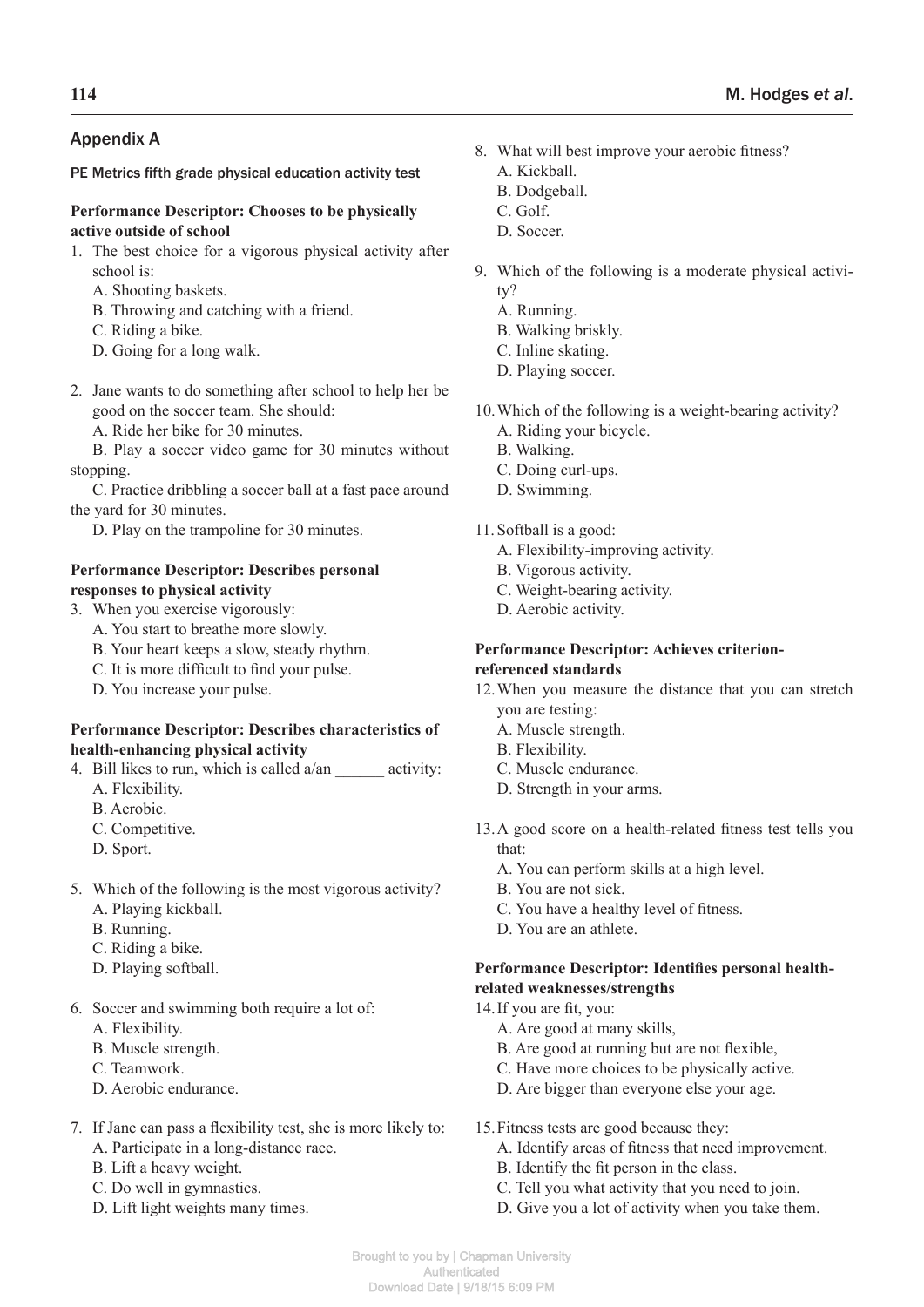## Appendix A

### PE Metrics fifth grade physical education activity test

**Performance Descriptor: Chooses to be physically active outside of school**

1. The best choice for a vigorous physical activity after school is:
   A. Shooting baskets.
   B. Throwing and catching with a friend.
   C. Riding a bike.
   D. Going for a long walk.

2. Jane wants to do something after school to help her be good on the soccer team. She should:
   A. Ride her bike for 30 minutes.
   B. Play a soccer video game for 30 minutes without stopping.
   C. Practice dribbling a soccer ball at a fast pace around the yard for 30 minutes.
   D. Play on the trampoline for 30 minutes.

**Performance Descriptor: Describes personal responses to physical activity**

3. When you exercise vigorously:
   A. You start to breathe more slowly.
   B. Your heart keeps a slow, steady rhythm.
   C. It is more difficult to find your pulse.
   D. You increase your pulse.

**Performance Descriptor: Describes characteristics of health-enhancing physical activity**

4. Bill likes to run, which is called a/an ______ activity:
   A. Flexibility.
   B. Aerobic.
   C. Competitive.
   D. Sport.

5. Which of the following is the most vigorous activity?
   A. Playing kickball.
   B. Running.
   C. Riding a bike.
   D. Playing softball.

6. Soccer and swimming both require a lot of:
   A. Flexibility.
   B. Muscle strength.
   C. Teamwork.
   D. Aerobic endurance.

7. If Jane can pass a flexibility test, she is more likely to:
   A. Participate in a long-distance race.
   B. Lift a heavy weight.
   C. Do well in gymnastics.
   D. Lift light weights many times.

8. What will best improve your aerobic fitness?
   A. Kickball.
   B. Dodgeball.
   C. Golf.
   D. Soccer.

9. Which of the following is a moderate physical activity?
   A. Running.
   B. Walking briskly.
   C. Inline skating.
   D. Playing soccer.

10. Which of the following is a weight-bearing activity?
    A. Riding your bicycle.
    B. Walking.
    C. Doing curl-ups.
    D. Swimming.

11. Softball is a good:
    A. Flexibility-improving activity.
    B. Vigorous activity.
    C. Weight-bearing activity.
    D. Aerobic activity.

**Performance Descriptor: Achieves criterion-referenced standards**

12. When you measure the distance that you can stretch you are testing:
    A. Muscle strength.
    B. Flexibility.
    C. Muscle endurance.
    D. Strength in your arms.

13. A good score on a health-related fitness test tells you that:
    A. You can perform skills at a high level.
    B. You are not sick.
    C. You have a healthy level of fitness.
    D. You are an athlete.

**Performance Descriptor: Identifies personal health-related weaknesses/strengths**

14. If you are fit, you:
    A. Are good at many skills,
    B. Are good at running but are not flexible,
    C. Have more choices to be physically active.
    D. Are bigger than everyone else your age.

15. Fitness tests are good because they:
    A. Identify areas of fitness that need improvement.
    B. Identify the fit person in the class.
    C. Tell you what activity that you need to join.
    D. Give you a lot of activity when you take them.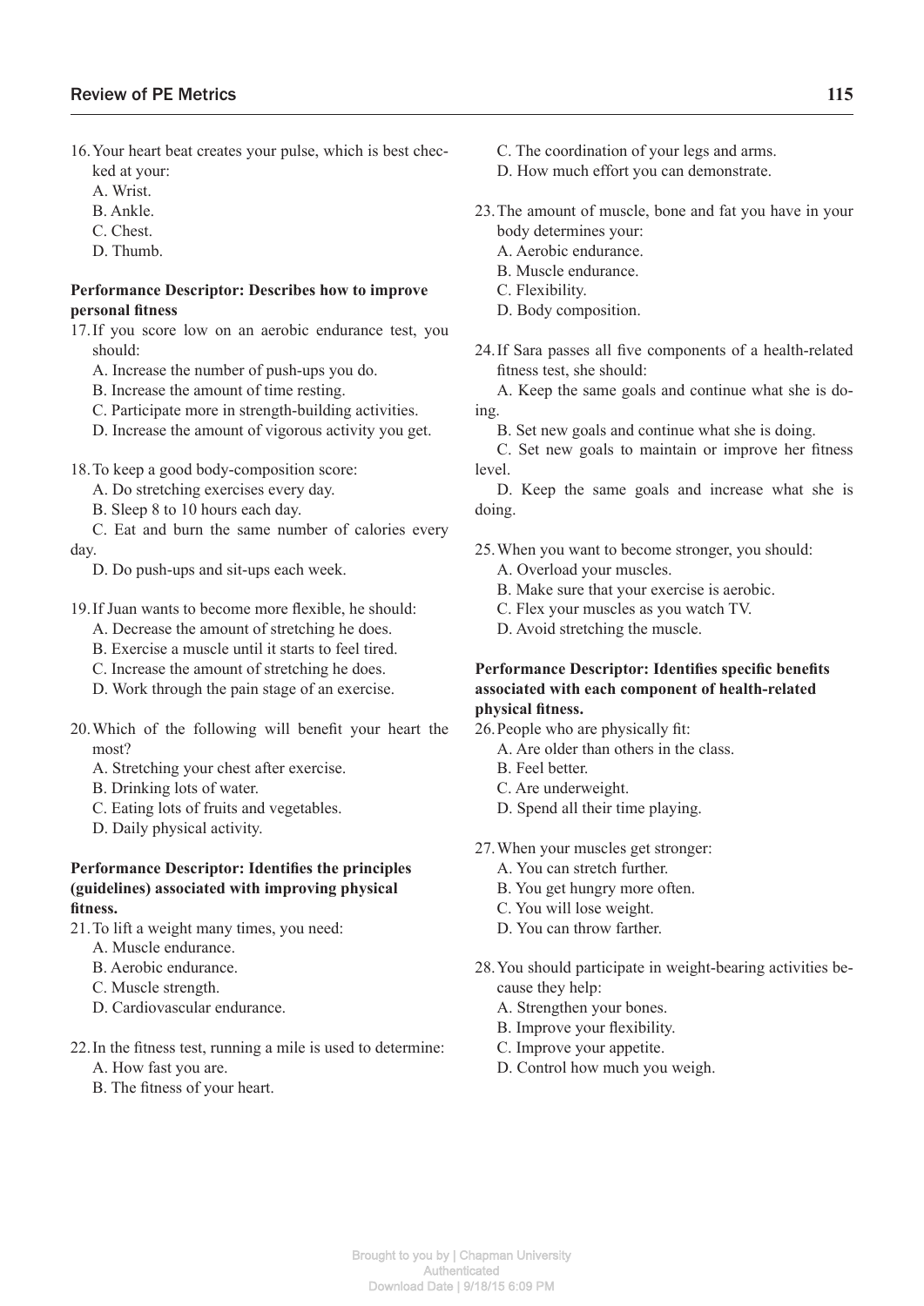16. Your heart beat creates your pulse, which is best checked at your:
    A. Wrist.
    B. Ankle.
    C. Chest.
    D. Thumb.

**Performance Descriptor: Describes how to improve personal fitness**

17. If you score low on an aerobic endurance test, you should:
    A. Increase the number of push-ups you do.
    B. Increase the amount of time resting.
    C. Participate more in strength-building activities.
    D. Increase the amount of vigorous activity you get.

18. To keep a good body-composition score:
    A. Do stretching exercises every day.
    B. Sleep 8 to 10 hours each day.
    C. Eat and burn the same number of calories every day.
    D. Do push-ups and sit-ups each week.

19. If Juan wants to become more flexible, he should:
    A. Decrease the amount of stretching he does.
    B. Exercise a muscle until it starts to feel tired.
    C. Increase the amount of stretching he does.
    D. Work through the pain stage of an exercise.

20. Which of the following will benefit your heart the most?
    A. Stretching your chest after exercise.
    B. Drinking lots of water.
    C. Eating lots of fruits and vegetables.
    D. Daily physical activity.

**Performance Descriptor: Identifies the principles (guidelines) associated with improving physical fitness.**

21. To lift a weight many times, you need:
    A. Muscle endurance.
    B. Aerobic endurance.
    C. Muscle strength.
    D. Cardiovascular endurance.

22. In the fitness test, running a mile is used to determine:
    A. How fast you are.
    B. The fitness of your heart.
    C. The coordination of your legs and arms.
    D. How much effort you can demonstrate.

23. The amount of muscle, bone and fat you have in your body determines your:
    A. Aerobic endurance.
    B. Muscle endurance.
    C. Flexibility.
    D. Body composition.

24. If Sara passes all five components of a health-related fitness test, she should:
    A. Keep the same goals and continue what she is doing.
    B. Set new goals and continue what she is doing.
    C. Set new goals to maintain or improve her fitness level.
    D. Keep the same goals and increase what she is doing.

25. When you want to become stronger, you should:
    A. Overload your muscles.
    B. Make sure that your exercise is aerobic.
    C. Flex your muscles as you watch TV.
    D. Avoid stretching the muscle.

**Performance Descriptor: Identifies specific benefits associated with each component of health-related physical fitness.**

26. People who are physically fit:
    A. Are older than others in the class.
    B. Feel better.
    C. Are underweight.
    D. Spend all their time playing.

27. When your muscles get stronger:
    A. You can stretch further.
    B. You get hungry more often.
    C. You will lose weight.
    D. You can throw farther.

28. You should participate in weight-bearing activities because they help:
    A. Strengthen your bones.
    B. Improve your flexibility.
    C. Improve your appetite.
    D. Control how much you weigh.